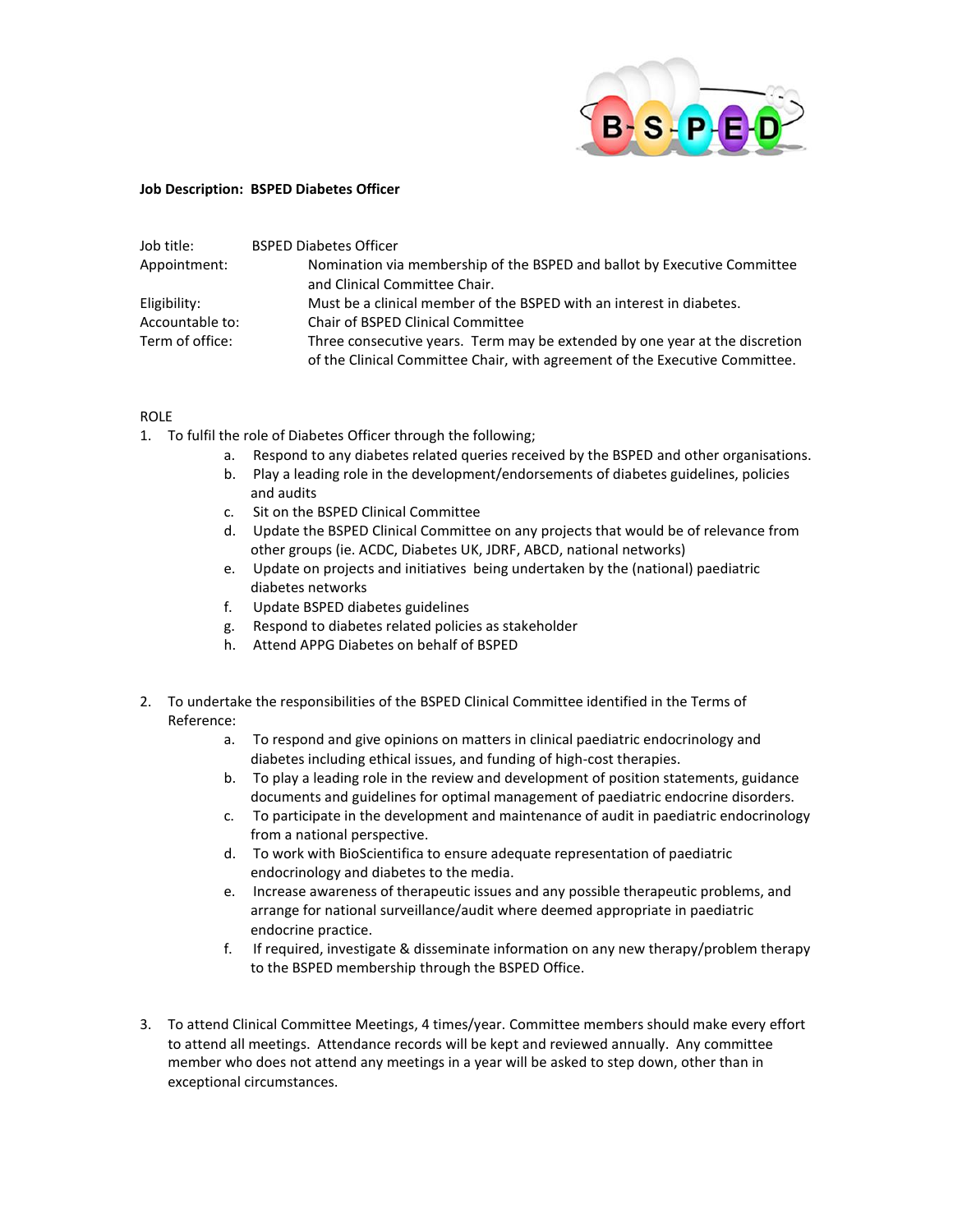**Job Description: BSPED Diabetes Officer**

| | |
|---|---|
| Job title: | BSPED Diabetes Officer |
| Appointment: | Nomination via membership of the BSPED and ballot by Executive Committee and Clinical Committee Chair. |
| Eligibility: | Must be a clinical member of the BSPED with an interest in diabetes. |
| Accountable to: | Chair of BSPED Clinical Committee |
| Term of office: | Three consecutive years. Term may be extended by one year at the discretion of the Clinical Committee Chair, with agreement of the Executive Committee. |

ROLE

1. To fulfil the role of Diabetes Officer through the following;
   a. Respond to any diabetes related queries received by the BSPED and other organisations.
   b. Play a leading role in the development/endorsements of diabetes guidelines, policies and audits
   c. Sit on the BSPED Clinical Committee
   d. Update the BSPED Clinical Committee on any projects that would be of relevance from other groups (ie. ACDC, Diabetes UK, JDRF, ABCD, national networks)
   e. Update on projects and initiatives being undertaken by the (national) paediatric diabetes networks
   f. Update BSPED diabetes guidelines
   g. Respond to diabetes related policies as stakeholder
   h. Attend APPG Diabetes on behalf of BSPED

2. To undertake the responsibilities of the BSPED Clinical Committee identified in the Terms of Reference:
   a. To respond and give opinions on matters in clinical paediatric endocrinology and diabetes including ethical issues, and funding of high-cost therapies.
   b. To play a leading role in the review and development of position statements, guidance documents and guidelines for optimal management of paediatric endocrine disorders.
   c. To participate in the development and maintenance of audit in paediatric endocrinology from a national perspective.
   d. To work with BioScientifica to ensure adequate representation of paediatric endocrinology and diabetes to the media.
   e. Increase awareness of therapeutic issues and any possible therapeutic problems, and arrange for national surveillance/audit where deemed appropriate in paediatric endocrine practice.
   f. If required, investigate & disseminate information on any new therapy/problem therapy to the BSPED membership through the BSPED Office.

3. To attend Clinical Committee Meetings, 4 times/year. Committee members should make every effort to attend all meetings. Attendance records will be kept and reviewed annually. Any committee member who does not attend any meetings in a year will be asked to step down, other than in exceptional circumstances.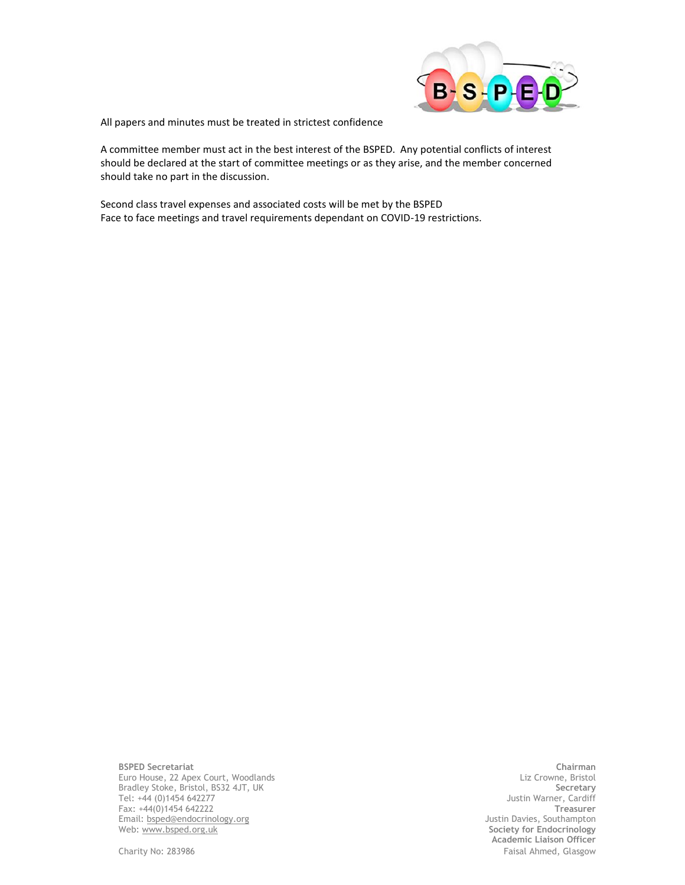All papers and minutes must be treated in strictest confidence

A committee member must act in the best interest of the BSPED. Any potential conflicts of interest should be declared at the start of committee meetings or as they arise, and the member concerned should take no part in the discussion.

Second class travel expenses and associated costs will be met by the BSPED
Face to face meetings and travel requirements dependant on COVID-19 restrictions.

**BSPED Secretariat**
Euro House, 22 Apex Court, Woodlands
Bradley Stoke, Bristol, BS32 4JT, UK
Tel: +44 (0)1454 642277
Fax: +44(0)1454 642222
Email: bsped@endocrinology.org
Web: www.bsped.org.uk

Charity No: 283986

**Chairman**
Liz Crowne, Bristol
**Secretary**
Justin Warner, Cardiff
**Treasurer**
Justin Davies, Southampton
**Society for Endocrinology Academic Liaison Officer**
Faisal Ahmed, Glasgow